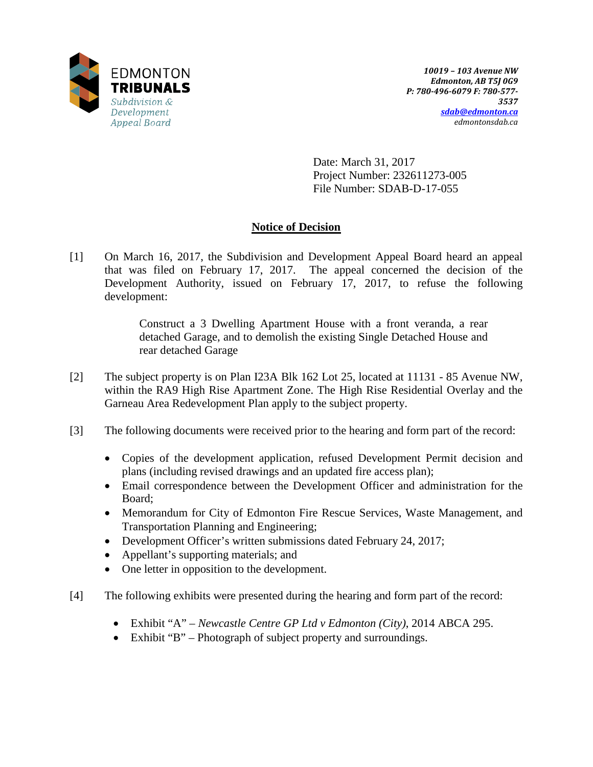EDMONTON **TRIBUNALS**
*Subdivision & Development Appeal Board*

***10019 – 103 Avenue NW***
***Edmonton, AB T5J 0G9***
***P: 780-496-6079 F: 780-577-3537***
***sdab@edmonton.ca***
*edmontonsdab.ca*

Date: March 31, 2017
Project Number: 232611273-005
File Number: SDAB-D-17-055

## Notice of Decision

[1] On March 16, 2017, the Subdivision and Development Appeal Board heard an appeal that was filed on February 17, 2017. The appeal concerned the decision of the Development Authority, issued on February 17, 2017, to refuse the following development:

> Construct a 3 Dwelling Apartment House with a front veranda, a rear detached Garage, and to demolish the existing Single Detached House and rear detached Garage

[2] The subject property is on Plan I23A Blk 162 Lot 25, located at 11131 - 85 Avenue NW, within the RA9 High Rise Apartment Zone. The High Rise Residential Overlay and the Garneau Area Redevelopment Plan apply to the subject property.

[3] The following documents were received prior to the hearing and form part of the record:

- Copies of the development application, refused Development Permit decision and plans (including revised drawings and an updated fire access plan);
- Email correspondence between the Development Officer and administration for the Board;
- Memorandum for City of Edmonton Fire Rescue Services, Waste Management, and Transportation Planning and Engineering;
- Development Officer's written submissions dated February 24, 2017;
- Appellant's supporting materials; and
- One letter in opposition to the development.

[4] The following exhibits were presented during the hearing and form part of the record:

- Exhibit "A" – *Newcastle Centre GP Ltd v Edmonton (City)*, 2014 ABCA 295.
- Exhibit "B" – Photograph of subject property and surroundings.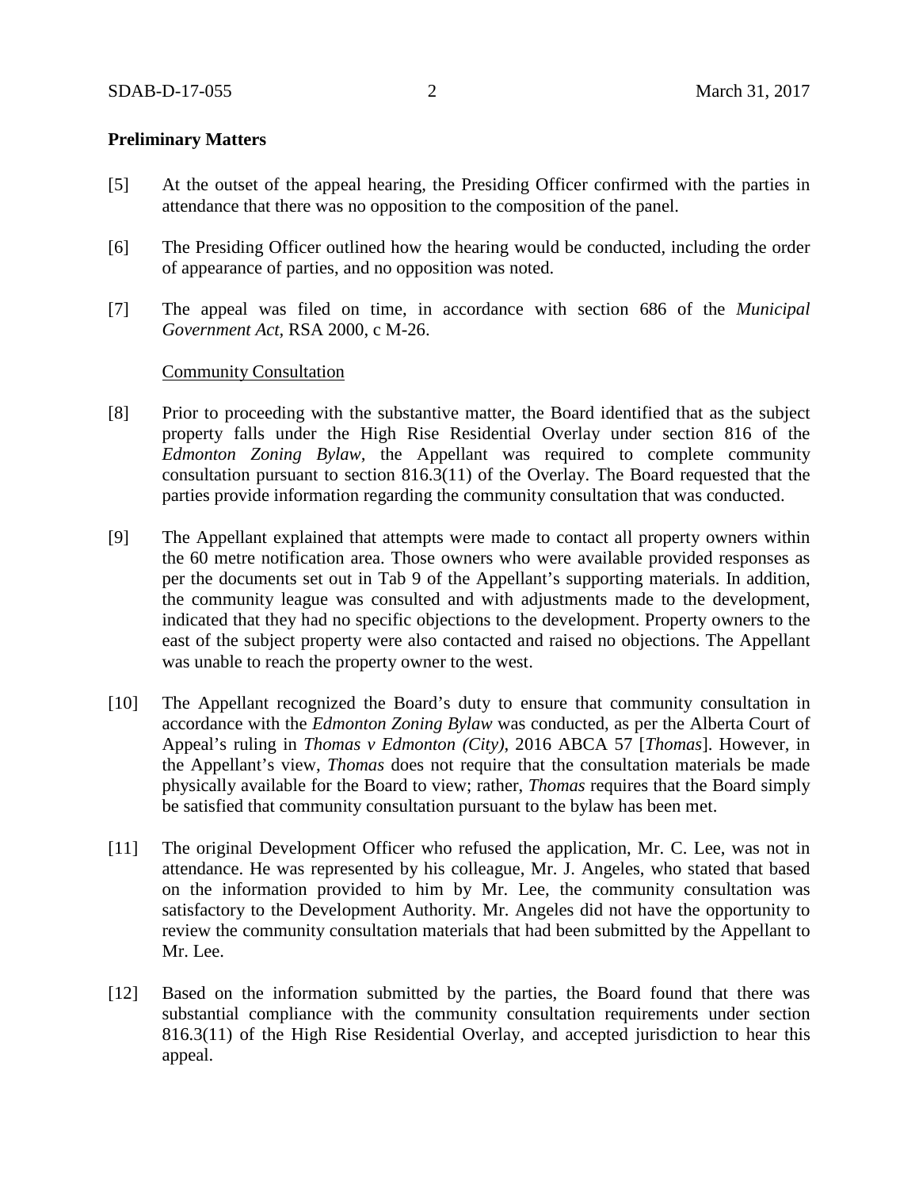**Preliminary Matters**

[5] At the outset of the appeal hearing, the Presiding Officer confirmed with the parties in attendance that there was no opposition to the composition of the panel.

[6] The Presiding Officer outlined how the hearing would be conducted, including the order of appearance of parties, and no opposition was noted.

[7] The appeal was filed on time, in accordance with section 686 of the *Municipal Government Act*, RSA 2000, c M-26.

<u>Community Consultation</u>

[8] Prior to proceeding with the substantive matter, the Board identified that as the subject property falls under the High Rise Residential Overlay under section 816 of the *Edmonton Zoning Bylaw*, the Appellant was required to complete community consultation pursuant to section 816.3(11) of the Overlay. The Board requested that the parties provide information regarding the community consultation that was conducted.

[9] The Appellant explained that attempts were made to contact all property owners within the 60 metre notification area. Those owners who were available provided responses as per the documents set out in Tab 9 of the Appellant's supporting materials. In addition, the community league was consulted and with adjustments made to the development, indicated that they had no specific objections to the development. Property owners to the east of the subject property were also contacted and raised no objections. The Appellant was unable to reach the property owner to the west.

[10] The Appellant recognized the Board's duty to ensure that community consultation in accordance with the *Edmonton Zoning Bylaw* was conducted, as per the Alberta Court of Appeal's ruling in *Thomas v Edmonton (City)*, 2016 ABCA 57 [*Thomas*]. However, in the Appellant's view, *Thomas* does not require that the consultation materials be made physically available for the Board to view; rather, *Thomas* requires that the Board simply be satisfied that community consultation pursuant to the bylaw has been met.

[11] The original Development Officer who refused the application, Mr. C. Lee, was not in attendance. He was represented by his colleague, Mr. J. Angeles, who stated that based on the information provided to him by Mr. Lee, the community consultation was satisfactory to the Development Authority. Mr. Angeles did not have the opportunity to review the community consultation materials that had been submitted by the Appellant to Mr. Lee.

[12] Based on the information submitted by the parties, the Board found that there was substantial compliance with the community consultation requirements under section 816.3(11) of the High Rise Residential Overlay, and accepted jurisdiction to hear this appeal.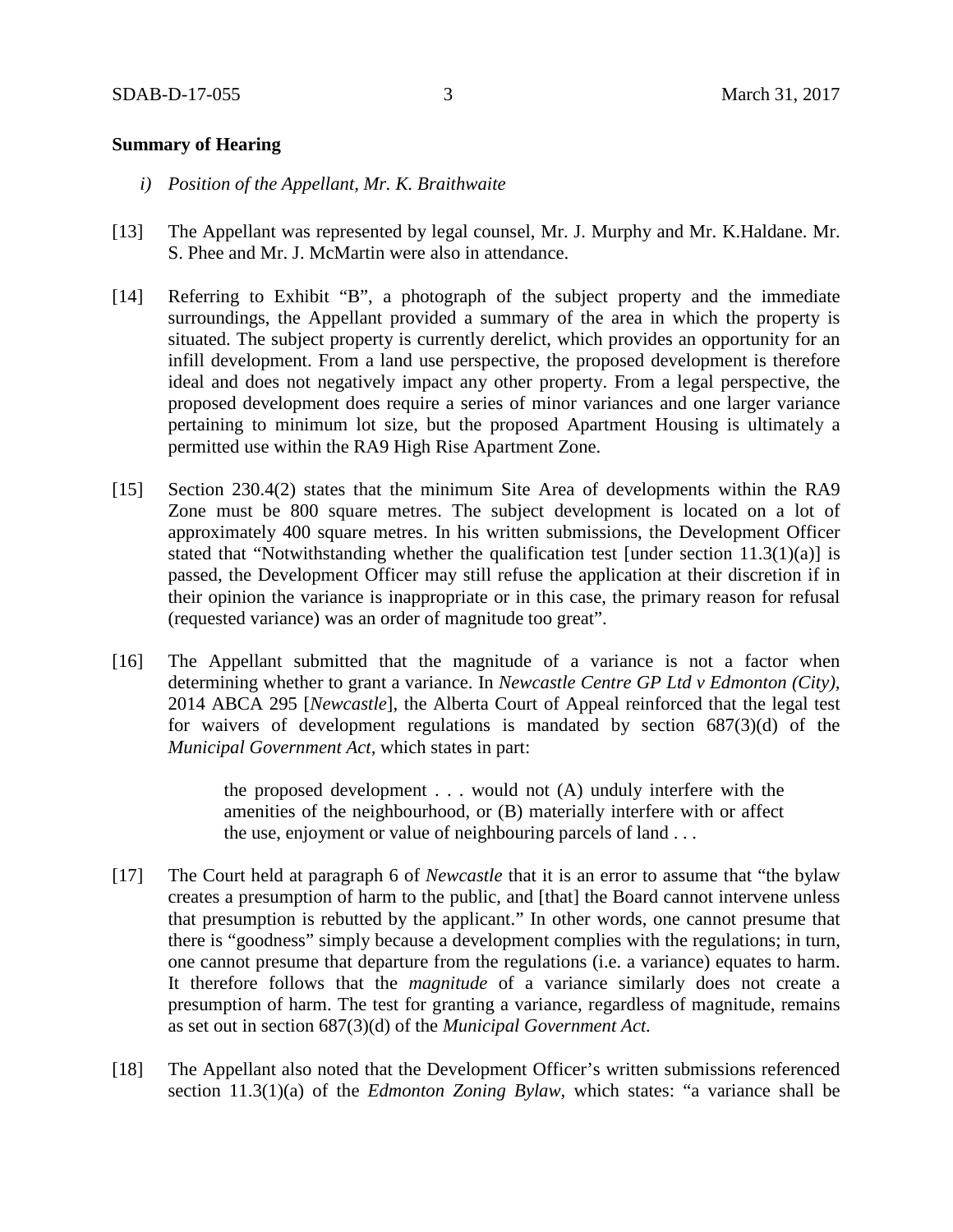**Summary of Hearing**

*i) Position of the Appellant, Mr. K. Braithwaite*

[13] The Appellant was represented by legal counsel, Mr. J. Murphy and Mr. K.Haldane. Mr. S. Phee and Mr. J. McMartin were also in attendance.

[14] Referring to Exhibit "B", a photograph of the subject property and the immediate surroundings, the Appellant provided a summary of the area in which the property is situated. The subject property is currently derelict, which provides an opportunity for an infill development. From a land use perspective, the proposed development is therefore ideal and does not negatively impact any other property. From a legal perspective, the proposed development does require a series of minor variances and one larger variance pertaining to minimum lot size, but the proposed Apartment Housing is ultimately a permitted use within the RA9 High Rise Apartment Zone.

[15] Section 230.4(2) states that the minimum Site Area of developments within the RA9 Zone must be 800 square metres. The subject development is located on a lot of approximately 400 square metres. In his written submissions, the Development Officer stated that "Notwithstanding whether the qualification test [under section 11.3(1)(a)] is passed, the Development Officer may still refuse the application at their discretion if in their opinion the variance is inappropriate or in this case, the primary reason for refusal (requested variance) was an order of magnitude too great".

[16] The Appellant submitted that the magnitude of a variance is not a factor when determining whether to grant a variance. In *Newcastle Centre GP Ltd v Edmonton (City)*, 2014 ABCA 295 [*Newcastle*], the Alberta Court of Appeal reinforced that the legal test for waivers of development regulations is mandated by section 687(3)(d) of the *Municipal Government Act*, which states in part:

> the proposed development . . . would not (A) unduly interfere with the amenities of the neighbourhood, or (B) materially interfere with or affect the use, enjoyment or value of neighbouring parcels of land . . .

[17] The Court held at paragraph 6 of *Newcastle* that it is an error to assume that "the bylaw creates a presumption of harm to the public, and [that] the Board cannot intervene unless that presumption is rebutted by the applicant." In other words, one cannot presume that there is "goodness" simply because a development complies with the regulations; in turn, one cannot presume that departure from the regulations (i.e. a variance) equates to harm. It therefore follows that the *magnitude* of a variance similarly does not create a presumption of harm. The test for granting a variance, regardless of magnitude, remains as set out in section 687(3)(d) of the *Municipal Government Act.*

[18] The Appellant also noted that the Development Officer's written submissions referenced section 11.3(1)(a) of the *Edmonton Zoning Bylaw*, which states: "a variance shall be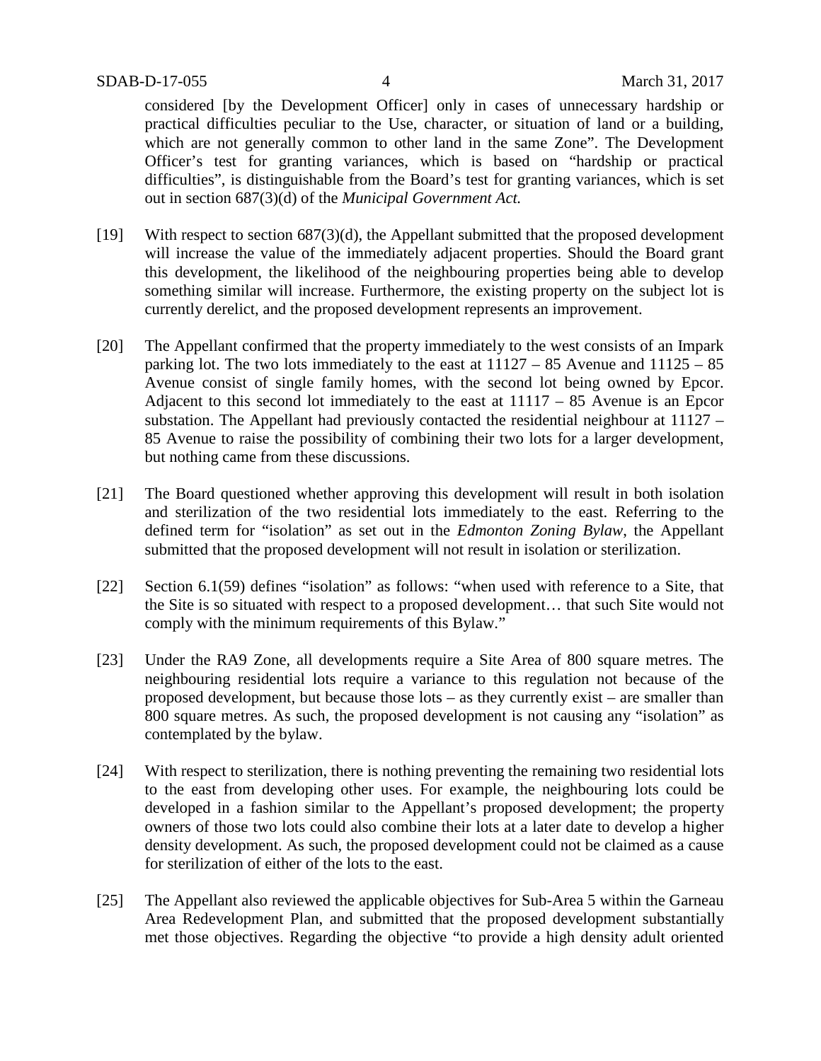considered [by the Development Officer] only in cases of unnecessary hardship or practical difficulties peculiar to the Use, character, or situation of land or a building, which are not generally common to other land in the same Zone". The Development Officer's test for granting variances, which is based on "hardship or practical difficulties", is distinguishable from the Board's test for granting variances, which is set out in section 687(3)(d) of the *Municipal Government Act.*

[19] With respect to section 687(3)(d), the Appellant submitted that the proposed development will increase the value of the immediately adjacent properties. Should the Board grant this development, the likelihood of the neighbouring properties being able to develop something similar will increase. Furthermore, the existing property on the subject lot is currently derelict, and the proposed development represents an improvement.

[20] The Appellant confirmed that the property immediately to the west consists of an Impark parking lot. The two lots immediately to the east at 11127 – 85 Avenue and 11125 – 85 Avenue consist of single family homes, with the second lot being owned by Epcor. Adjacent to this second lot immediately to the east at 11117 – 85 Avenue is an Epcor substation. The Appellant had previously contacted the residential neighbour at 11127 – 85 Avenue to raise the possibility of combining their two lots for a larger development, but nothing came from these discussions.

[21] The Board questioned whether approving this development will result in both isolation and sterilization of the two residential lots immediately to the east. Referring to the defined term for "isolation" as set out in the *Edmonton Zoning Bylaw*, the Appellant submitted that the proposed development will not result in isolation or sterilization.

[22] Section 6.1(59) defines "isolation" as follows: "when used with reference to a Site, that the Site is so situated with respect to a proposed development… that such Site would not comply with the minimum requirements of this Bylaw."

[23] Under the RA9 Zone, all developments require a Site Area of 800 square metres. The neighbouring residential lots require a variance to this regulation not because of the proposed development, but because those lots – as they currently exist – are smaller than 800 square metres. As such, the proposed development is not causing any "isolation" as contemplated by the bylaw.

[24] With respect to sterilization, there is nothing preventing the remaining two residential lots to the east from developing other uses. For example, the neighbouring lots could be developed in a fashion similar to the Appellant's proposed development; the property owners of those two lots could also combine their lots at a later date to develop a higher density development. As such, the proposed development could not be claimed as a cause for sterilization of either of the lots to the east.

[25] The Appellant also reviewed the applicable objectives for Sub-Area 5 within the Garneau Area Redevelopment Plan, and submitted that the proposed development substantially met those objectives. Regarding the objective "to provide a high density adult oriented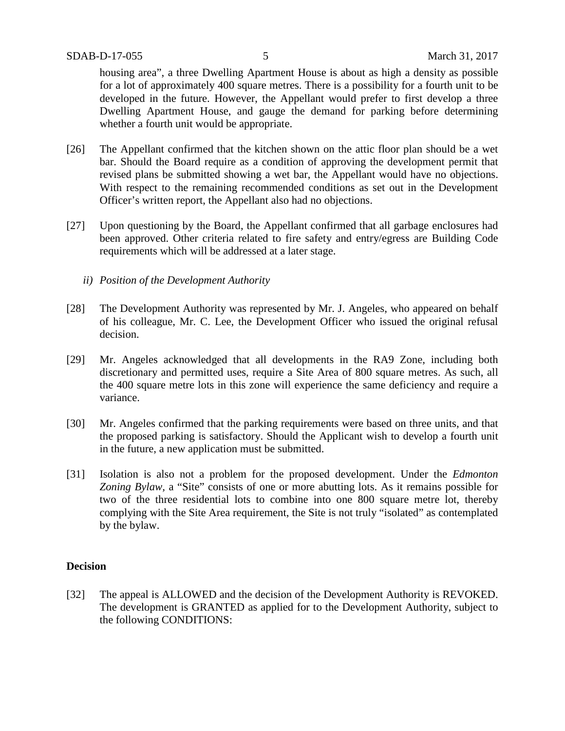housing area", a three Dwelling Apartment House is about as high a density as possible for a lot of approximately 400 square metres. There is a possibility for a fourth unit to be developed in the future. However, the Appellant would prefer to first develop a three Dwelling Apartment House, and gauge the demand for parking before determining whether a fourth unit would be appropriate.

[26] The Appellant confirmed that the kitchen shown on the attic floor plan should be a wet bar. Should the Board require as a condition of approving the development permit that revised plans be submitted showing a wet bar, the Appellant would have no objections. With respect to the remaining recommended conditions as set out in the Development Officer's written report, the Appellant also had no objections.

[27] Upon questioning by the Board, the Appellant confirmed that all garbage enclosures had been approved. Other criteria related to fire safety and entry/egress are Building Code requirements which will be addressed at a later stage.

*ii) Position of the Development Authority*

[28] The Development Authority was represented by Mr. J. Angeles, who appeared on behalf of his colleague, Mr. C. Lee, the Development Officer who issued the original refusal decision.

[29] Mr. Angeles acknowledged that all developments in the RA9 Zone, including both discretionary and permitted uses, require a Site Area of 800 square metres. As such, all the 400 square metre lots in this zone will experience the same deficiency and require a variance.

[30] Mr. Angeles confirmed that the parking requirements were based on three units, and that the proposed parking is satisfactory. Should the Applicant wish to develop a fourth unit in the future, a new application must be submitted.

[31] Isolation is also not a problem for the proposed development. Under the *Edmonton Zoning Bylaw*, a "Site" consists of one or more abutting lots. As it remains possible for two of the three residential lots to combine into one 800 square metre lot, thereby complying with the Site Area requirement, the Site is not truly "isolated" as contemplated by the bylaw.

## Decision

[32] The appeal is ALLOWED and the decision of the Development Authority is REVOKED. The development is GRANTED as applied for to the Development Authority, subject to the following CONDITIONS: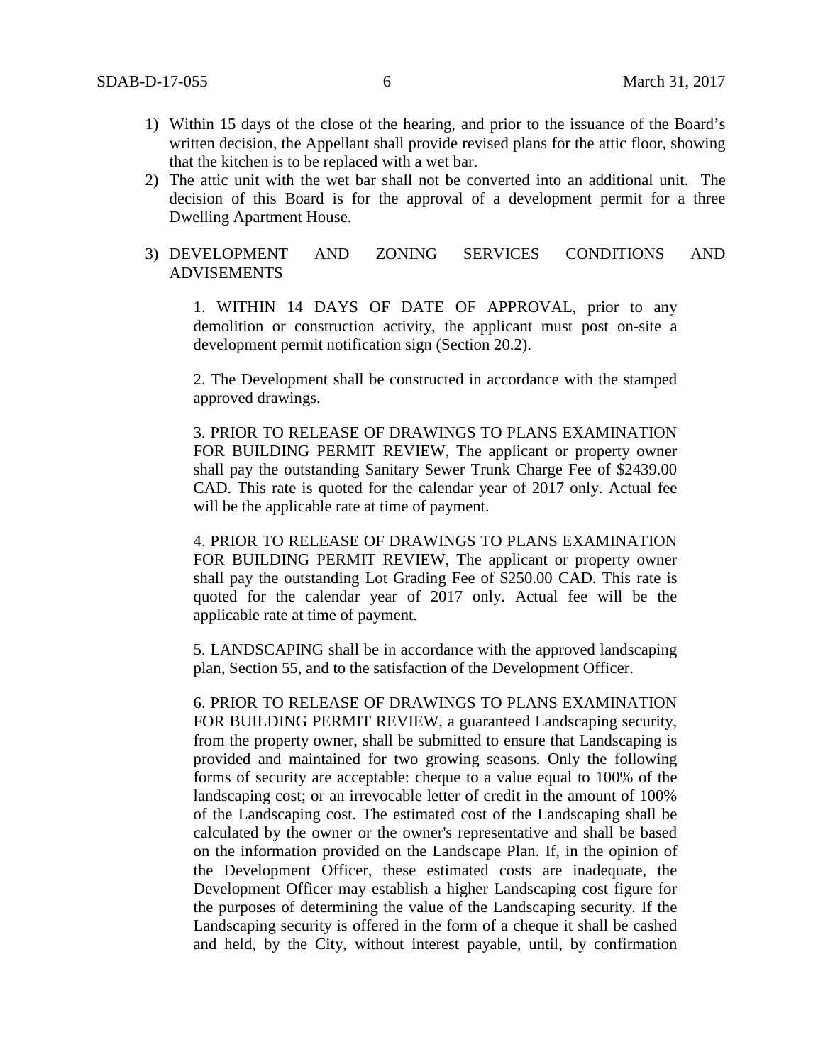1) Within 15 days of the close of the hearing, and prior to the issuance of the Board's written decision, the Appellant shall provide revised plans for the attic floor, showing that the kitchen is to be replaced with a wet bar.
2) The attic unit with the wet bar shall not be converted into an additional unit. The decision of this Board is for the approval of a development permit for a three Dwelling Apartment House.
3) DEVELOPMENT AND ZONING SERVICES CONDITIONS AND ADVISEMENTS

    1. WITHIN 14 DAYS OF DATE OF APPROVAL, prior to any demolition or construction activity, the applicant must post on-site a development permit notification sign (Section 20.2).

    2. The Development shall be constructed in accordance with the stamped approved drawings.

    3. PRIOR TO RELEASE OF DRAWINGS TO PLANS EXAMINATION FOR BUILDING PERMIT REVIEW, The applicant or property owner shall pay the outstanding Sanitary Sewer Trunk Charge Fee of $2439.00 CAD. This rate is quoted for the calendar year of 2017 only. Actual fee will be the applicable rate at time of payment.

    4. PRIOR TO RELEASE OF DRAWINGS TO PLANS EXAMINATION FOR BUILDING PERMIT REVIEW, The applicant or property owner shall pay the outstanding Lot Grading Fee of $250.00 CAD. This rate is quoted for the calendar year of 2017 only. Actual fee will be the applicable rate at time of payment.

    5. LANDSCAPING shall be in accordance with the approved landscaping plan, Section 55, and to the satisfaction of the Development Officer.

    6. PRIOR TO RELEASE OF DRAWINGS TO PLANS EXAMINATION FOR BUILDING PERMIT REVIEW, a guaranteed Landscaping security, from the property owner, shall be submitted to ensure that Landscaping is provided and maintained for two growing seasons. Only the following forms of security are acceptable: cheque to a value equal to 100% of the landscaping cost; or an irrevocable letter of credit in the amount of 100% of the Landscaping cost. The estimated cost of the Landscaping shall be calculated by the owner or the owner's representative and shall be based on the information provided on the Landscape Plan. If, in the opinion of the Development Officer, these estimated costs are inadequate, the Development Officer may establish a higher Landscaping cost figure for the purposes of determining the value of the Landscaping security. If the Landscaping security is offered in the form of a cheque it shall be cashed and held, by the City, without interest payable, until, by confirmation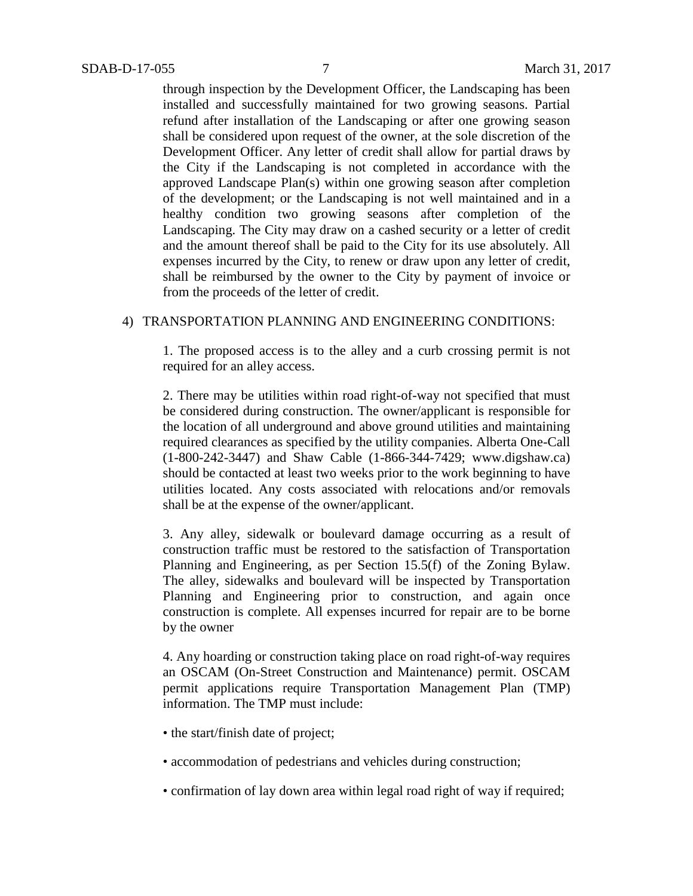through inspection by the Development Officer, the Landscaping has been installed and successfully maintained for two growing seasons. Partial refund after installation of the Landscaping or after one growing season shall be considered upon request of the owner, at the sole discretion of the Development Officer. Any letter of credit shall allow for partial draws by the City if the Landscaping is not completed in accordance with the approved Landscape Plan(s) within one growing season after completion of the development; or the Landscaping is not well maintained and in a healthy condition two growing seasons after completion of the Landscaping. The City may draw on a cashed security or a letter of credit and the amount thereof shall be paid to the City for its use absolutely. All expenses incurred by the City, to renew or draw upon any letter of credit, shall be reimbursed by the owner to the City by payment of invoice or from the proceeds of the letter of credit.

4) TRANSPORTATION PLANNING AND ENGINEERING CONDITIONS:

1. The proposed access is to the alley and a curb crossing permit is not required for an alley access.

2. There may be utilities within road right-of-way not specified that must be considered during construction. The owner/applicant is responsible for the location of all underground and above ground utilities and maintaining required clearances as specified by the utility companies. Alberta One-Call (1-800-242-3447) and Shaw Cable (1-866-344-7429; www.digshaw.ca) should be contacted at least two weeks prior to the work beginning to have utilities located. Any costs associated with relocations and/or removals shall be at the expense of the owner/applicant.

3. Any alley, sidewalk or boulevard damage occurring as a result of construction traffic must be restored to the satisfaction of Transportation Planning and Engineering, as per Section 15.5(f) of the Zoning Bylaw. The alley, sidewalks and boulevard will be inspected by Transportation Planning and Engineering prior to construction, and again once construction is complete. All expenses incurred for repair are to be borne by the owner

4. Any hoarding or construction taking place on road right-of-way requires an OSCAM (On-Street Construction and Maintenance) permit. OSCAM permit applications require Transportation Management Plan (TMP) information. The TMP must include:

- the start/finish date of project;
- accommodation of pedestrians and vehicles during construction;
- confirmation of lay down area within legal road right of way if required;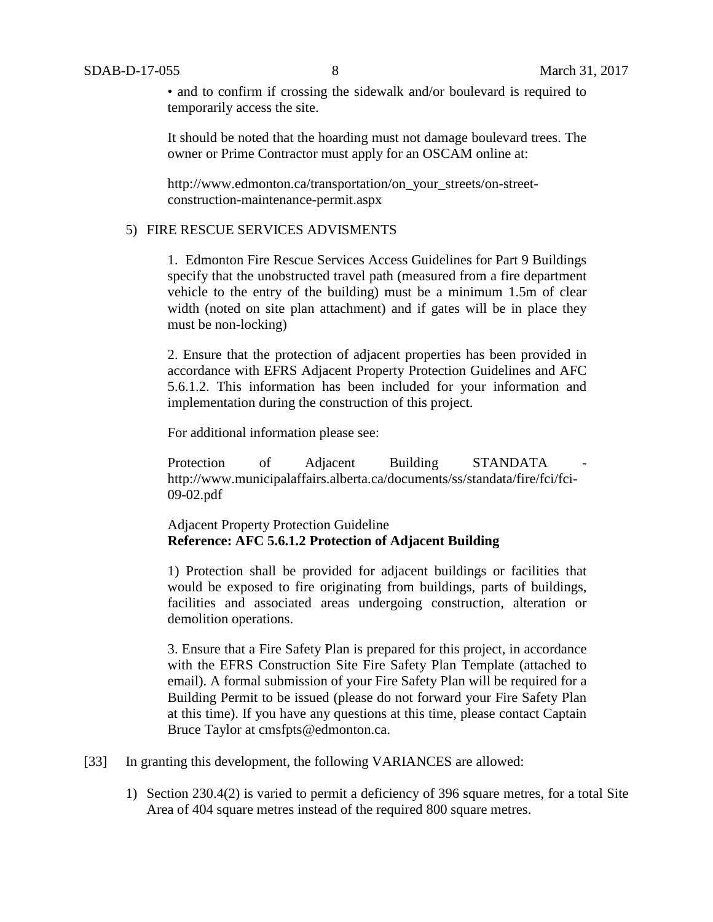• and to confirm if crossing the sidewalk and/or boulevard is required to temporarily access the site.

It should be noted that the hoarding must not damage boulevard trees. The owner or Prime Contractor must apply for an OSCAM online at:

http://www.edmonton.ca/transportation/on_your_streets/on-street-construction-maintenance-permit.aspx

5) FIRE RESCUE SERVICES ADVISMENTS

1. Edmonton Fire Rescue Services Access Guidelines for Part 9 Buildings specify that the unobstructed travel path (measured from a fire department vehicle to the entry of the building) must be a minimum 1.5m of clear width (noted on site plan attachment) and if gates will be in place they must be non-locking)

2. Ensure that the protection of adjacent properties has been provided in accordance with EFRS Adjacent Property Protection Guidelines and AFC 5.6.1.2. This information has been included for your information and implementation during the construction of this project.

For additional information please see:

Protection of Adjacent Building STANDATA - http://www.municipalaffairs.alberta.ca/documents/ss/standata/fire/fci/fci-09-02.pdf

Adjacent Property Protection Guideline
**Reference: AFC 5.6.1.2 Protection of Adjacent Building**

1) Protection shall be provided for adjacent buildings or facilities that would be exposed to fire originating from buildings, parts of buildings, facilities and associated areas undergoing construction, alteration or demolition operations.

3. Ensure that a Fire Safety Plan is prepared for this project, in accordance with the EFRS Construction Site Fire Safety Plan Template (attached to email). A formal submission of your Fire Safety Plan will be required for a Building Permit to be issued (please do not forward your Fire Safety Plan at this time). If you have any questions at this time, please contact Captain Bruce Taylor at cmsfpts@edmonton.ca.

[33] In granting this development, the following VARIANCES are allowed:

1) Section 230.4(2) is varied to permit a deficiency of 396 square metres, for a total Site Area of 404 square metres instead of the required 800 square metres.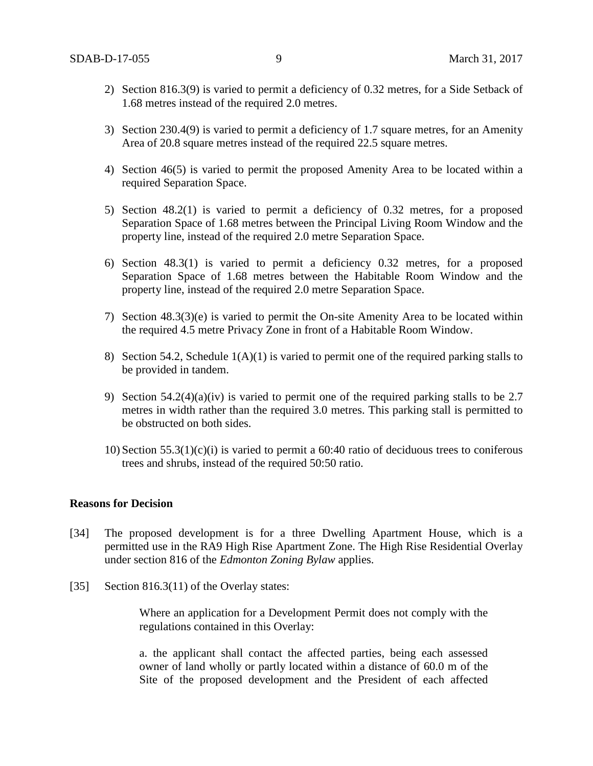2) Section 816.3(9) is varied to permit a deficiency of 0.32 metres, for a Side Setback of 1.68 metres instead of the required 2.0 metres.

3) Section 230.4(9) is varied to permit a deficiency of 1.7 square metres, for an Amenity Area of 20.8 square metres instead of the required 22.5 square metres.

4) Section 46(5) is varied to permit the proposed Amenity Area to be located within a required Separation Space.

5) Section 48.2(1) is varied to permit a deficiency of 0.32 metres, for a proposed Separation Space of 1.68 metres between the Principal Living Room Window and the property line, instead of the required 2.0 metre Separation Space.

6) Section 48.3(1) is varied to permit a deficiency 0.32 metres, for a proposed Separation Space of 1.68 metres between the Habitable Room Window and the property line, instead of the required 2.0 metre Separation Space.

7) Section 48.3(3)(e) is varied to permit the On-site Amenity Area to be located within the required 4.5 metre Privacy Zone in front of a Habitable Room Window.

8) Section 54.2, Schedule 1(A)(1) is varied to permit one of the required parking stalls to be provided in tandem.

9) Section 54.2(4)(a)(iv) is varied to permit one of the required parking stalls to be 2.7 metres in width rather than the required 3.0 metres. This parking stall is permitted to be obstructed on both sides.

10) Section 55.3(1)(c)(i) is varied to permit a 60:40 ratio of deciduous trees to coniferous trees and shrubs, instead of the required 50:50 ratio.

**Reasons for Decision**

[34] The proposed development is for a three Dwelling Apartment House, which is a permitted use in the RA9 High Rise Apartment Zone. The High Rise Residential Overlay under section 816 of the *Edmonton Zoning Bylaw* applies.

[35] Section 816.3(11) of the Overlay states:

> Where an application for a Development Permit does not comply with the regulations contained in this Overlay:
>
> a. the applicant shall contact the affected parties, being each assessed owner of land wholly or partly located within a distance of 60.0 m of the Site of the proposed development and the President of each affected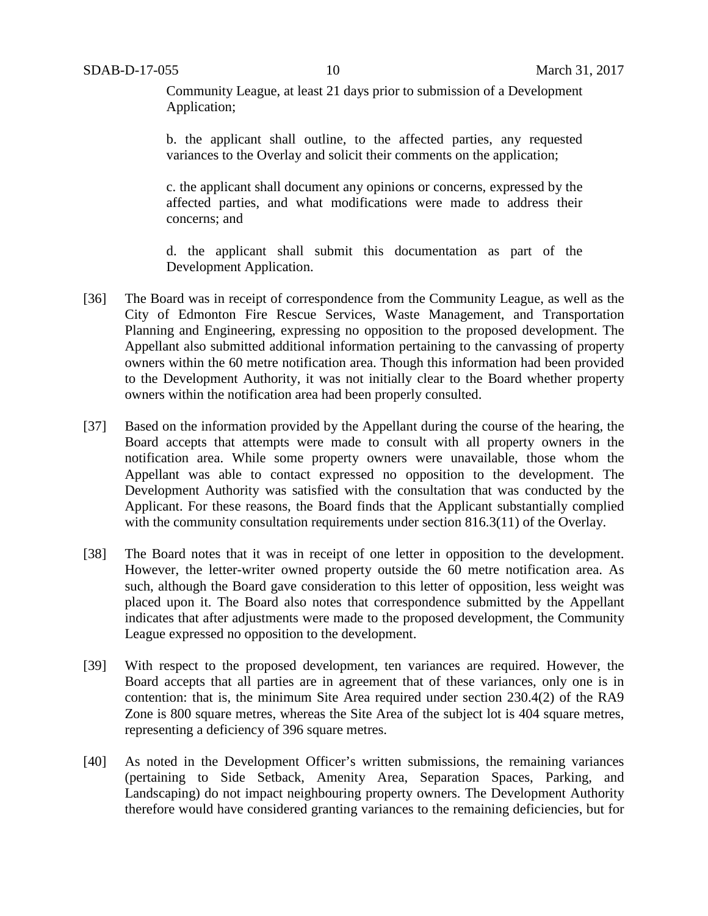Community League, at least 21 days prior to submission of a Development Application;

b. the applicant shall outline, to the affected parties, any requested variances to the Overlay and solicit their comments on the application;

c. the applicant shall document any opinions or concerns, expressed by the affected parties, and what modifications were made to address their concerns; and

d. the applicant shall submit this documentation as part of the Development Application.

[36] The Board was in receipt of correspondence from the Community League, as well as the City of Edmonton Fire Rescue Services, Waste Management, and Transportation Planning and Engineering, expressing no opposition to the proposed development. The Appellant also submitted additional information pertaining to the canvassing of property owners within the 60 metre notification area. Though this information had been provided to the Development Authority, it was not initially clear to the Board whether property owners within the notification area had been properly consulted.

[37] Based on the information provided by the Appellant during the course of the hearing, the Board accepts that attempts were made to consult with all property owners in the notification area. While some property owners were unavailable, those whom the Appellant was able to contact expressed no opposition to the development. The Development Authority was satisfied with the consultation that was conducted by the Applicant. For these reasons, the Board finds that the Applicant substantially complied with the community consultation requirements under section 816.3(11) of the Overlay.

[38] The Board notes that it was in receipt of one letter in opposition to the development. However, the letter-writer owned property outside the 60 metre notification area. As such, although the Board gave consideration to this letter of opposition, less weight was placed upon it. The Board also notes that correspondence submitted by the Appellant indicates that after adjustments were made to the proposed development, the Community League expressed no opposition to the development.

[39] With respect to the proposed development, ten variances are required. However, the Board accepts that all parties are in agreement that of these variances, only one is in contention: that is, the minimum Site Area required under section 230.4(2) of the RA9 Zone is 800 square metres, whereas the Site Area of the subject lot is 404 square metres, representing a deficiency of 396 square metres.

[40] As noted in the Development Officer's written submissions, the remaining variances (pertaining to Side Setback, Amenity Area, Separation Spaces, Parking, and Landscaping) do not impact neighbouring property owners. The Development Authority therefore would have considered granting variances to the remaining deficiencies, but for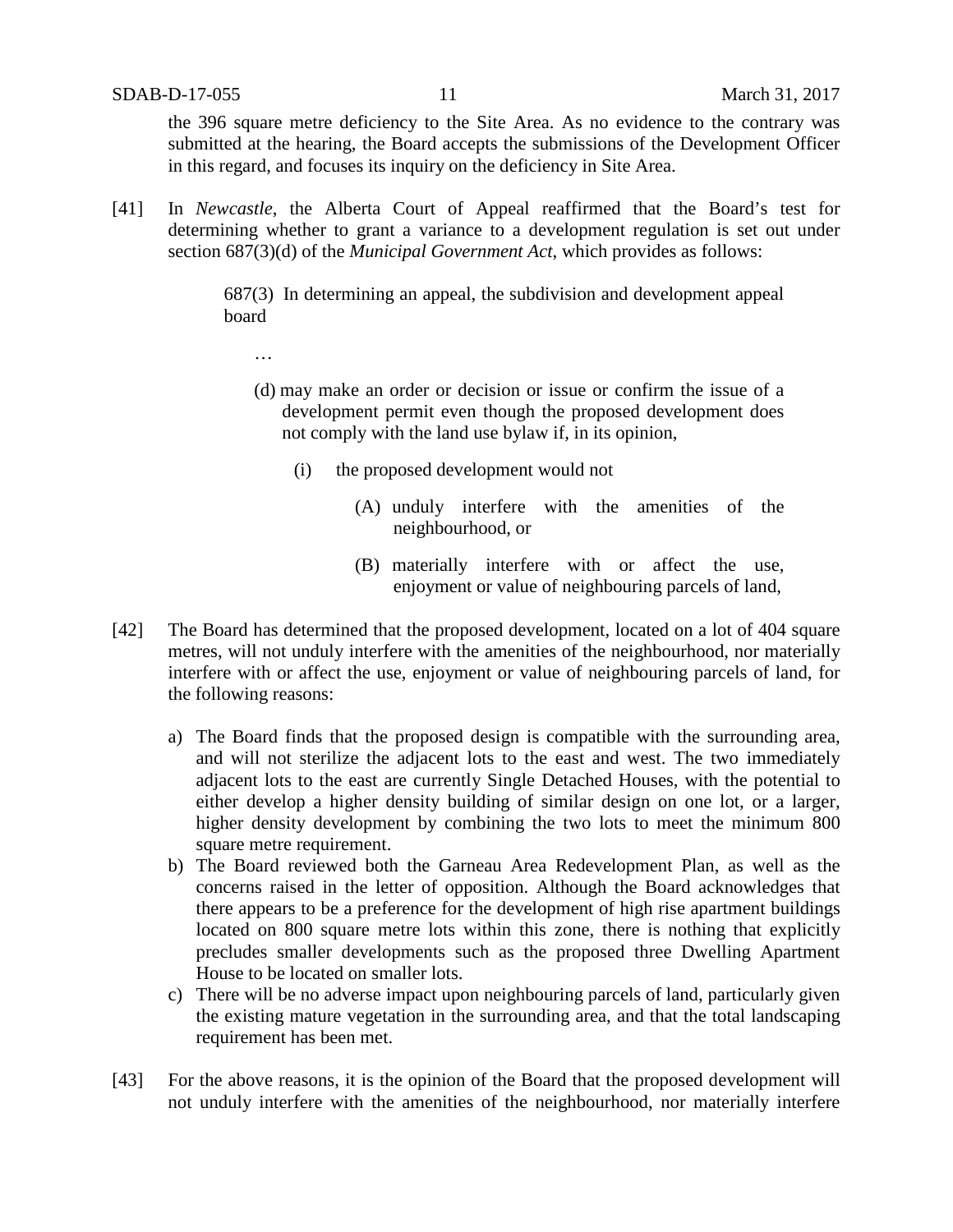the 396 square metre deficiency to the Site Area. As no evidence to the contrary was submitted at the hearing, the Board accepts the submissions of the Development Officer in this regard, and focuses its inquiry on the deficiency in Site Area.

[41] In *Newcastle*, the Alberta Court of Appeal reaffirmed that the Board's test for determining whether to grant a variance to a development regulation is set out under section 687(3)(d) of the *Municipal Government Act*, which provides as follows:

> 687(3) In determining an appeal, the subdivision and development appeal board
>
> …
>
> (d) may make an order or decision or issue or confirm the issue of a development permit even though the proposed development does not comply with the land use bylaw if, in its opinion,
>
> (i) the proposed development would not
>
> (A) unduly interfere with the amenities of the neighbourhood, or
>
> (B) materially interfere with or affect the use, enjoyment or value of neighbouring parcels of land,

[42] The Board has determined that the proposed development, located on a lot of 404 square metres, will not unduly interfere with the amenities of the neighbourhood, nor materially interfere with or affect the use, enjoyment or value of neighbouring parcels of land, for the following reasons:

a) The Board finds that the proposed design is compatible with the surrounding area, and will not sterilize the adjacent lots to the east and west. The two immediately adjacent lots to the east are currently Single Detached Houses, with the potential to either develop a higher density building of similar design on one lot, or a larger, higher density development by combining the two lots to meet the minimum 800 square metre requirement.
b) The Board reviewed both the Garneau Area Redevelopment Plan, as well as the concerns raised in the letter of opposition. Although the Board acknowledges that there appears to be a preference for the development of high rise apartment buildings located on 800 square metre lots within this zone, there is nothing that explicitly precludes smaller developments such as the proposed three Dwelling Apartment House to be located on smaller lots.
c) There will be no adverse impact upon neighbouring parcels of land, particularly given the existing mature vegetation in the surrounding area, and that the total landscaping requirement has been met.

[43] For the above reasons, it is the opinion of the Board that the proposed development will not unduly interfere with the amenities of the neighbourhood, nor materially interfere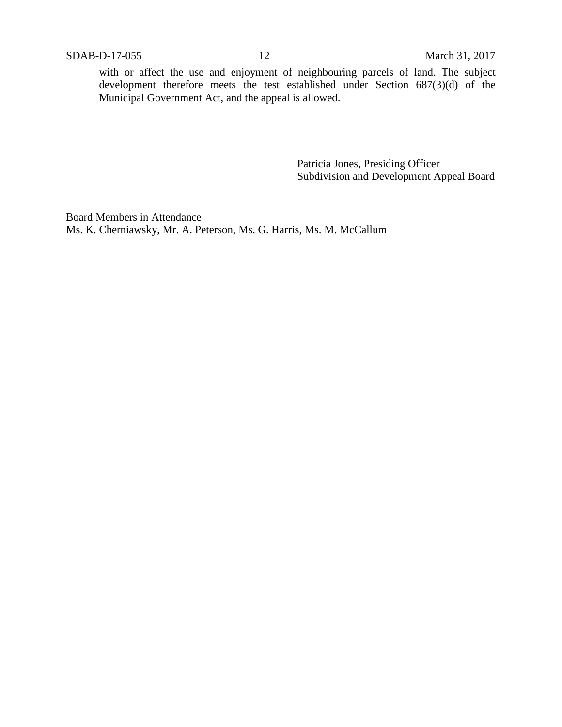with or affect the use and enjoyment of neighbouring parcels of land. The subject development therefore meets the test established under Section 687(3)(d) of the Municipal Government Act, and the appeal is allowed.

Patricia Jones, Presiding Officer
Subdivision and Development Appeal Board

<u>Board Members in Attendance</u>
Ms. K. Cherniawsky, Mr. A. Peterson, Ms. G. Harris, Ms. M. McCallum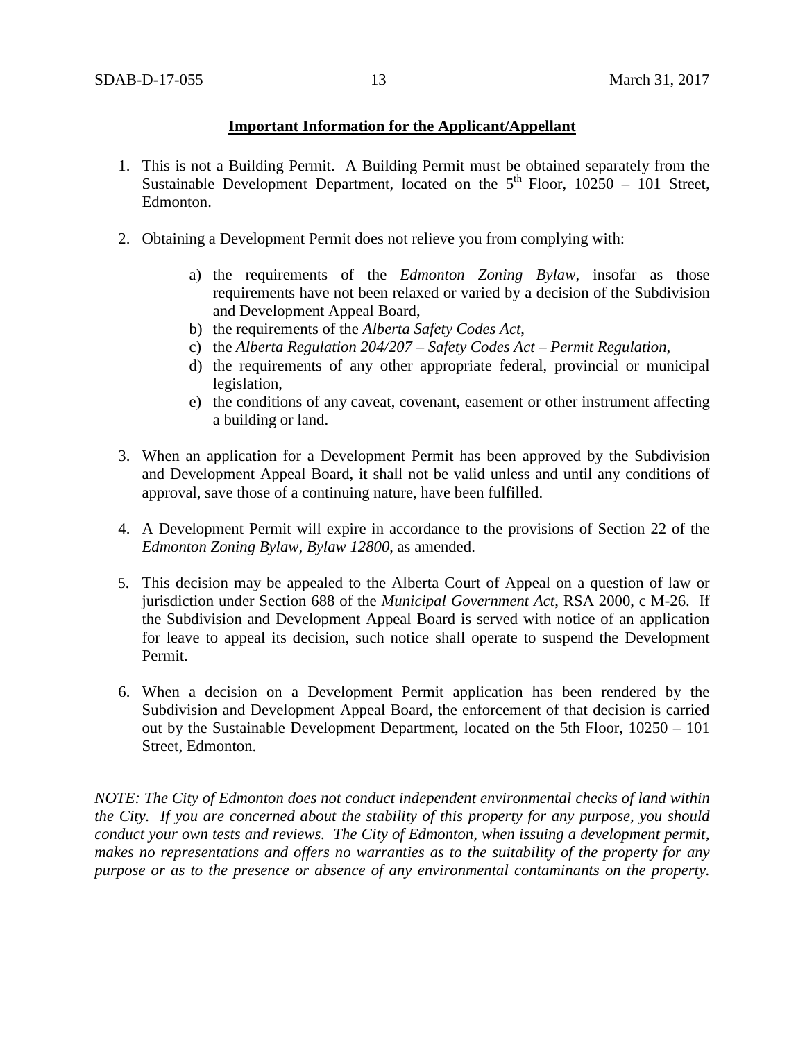**Important Information for the Applicant/Appellant**

1. This is not a Building Permit. A Building Permit must be obtained separately from the Sustainable Development Department, located on the 5th Floor, 10250 – 101 Street, Edmonton.

2. Obtaining a Development Permit does not relieve you from complying with:

   a) the requirements of the *Edmonton Zoning Bylaw*, insofar as those requirements have not been relaxed or varied by a decision of the Subdivision and Development Appeal Board,
   b) the requirements of the *Alberta Safety Codes Act*,
   c) the *Alberta Regulation 204/207 – Safety Codes Act – Permit Regulation*,
   d) the requirements of any other appropriate federal, provincial or municipal legislation,
   e) the conditions of any caveat, covenant, easement or other instrument affecting a building or land.

3. When an application for a Development Permit has been approved by the Subdivision and Development Appeal Board, it shall not be valid unless and until any conditions of approval, save those of a continuing nature, have been fulfilled.

4. A Development Permit will expire in accordance to the provisions of Section 22 of the *Edmonton Zoning Bylaw, Bylaw 12800*, as amended.

5. This decision may be appealed to the Alberta Court of Appeal on a question of law or jurisdiction under Section 688 of the *Municipal Government Act*, RSA 2000, c M-26. If the Subdivision and Development Appeal Board is served with notice of an application for leave to appeal its decision, such notice shall operate to suspend the Development Permit.

6. When a decision on a Development Permit application has been rendered by the Subdivision and Development Appeal Board, the enforcement of that decision is carried out by the Sustainable Development Department, located on the 5th Floor, 10250 – 101 Street, Edmonton.

*NOTE: The City of Edmonton does not conduct independent environmental checks of land within the City. If you are concerned about the stability of this property for any purpose, you should conduct your own tests and reviews. The City of Edmonton, when issuing a development permit, makes no representations and offers no warranties as to the suitability of the property for any purpose or as to the presence or absence of any environmental contaminants on the property.*